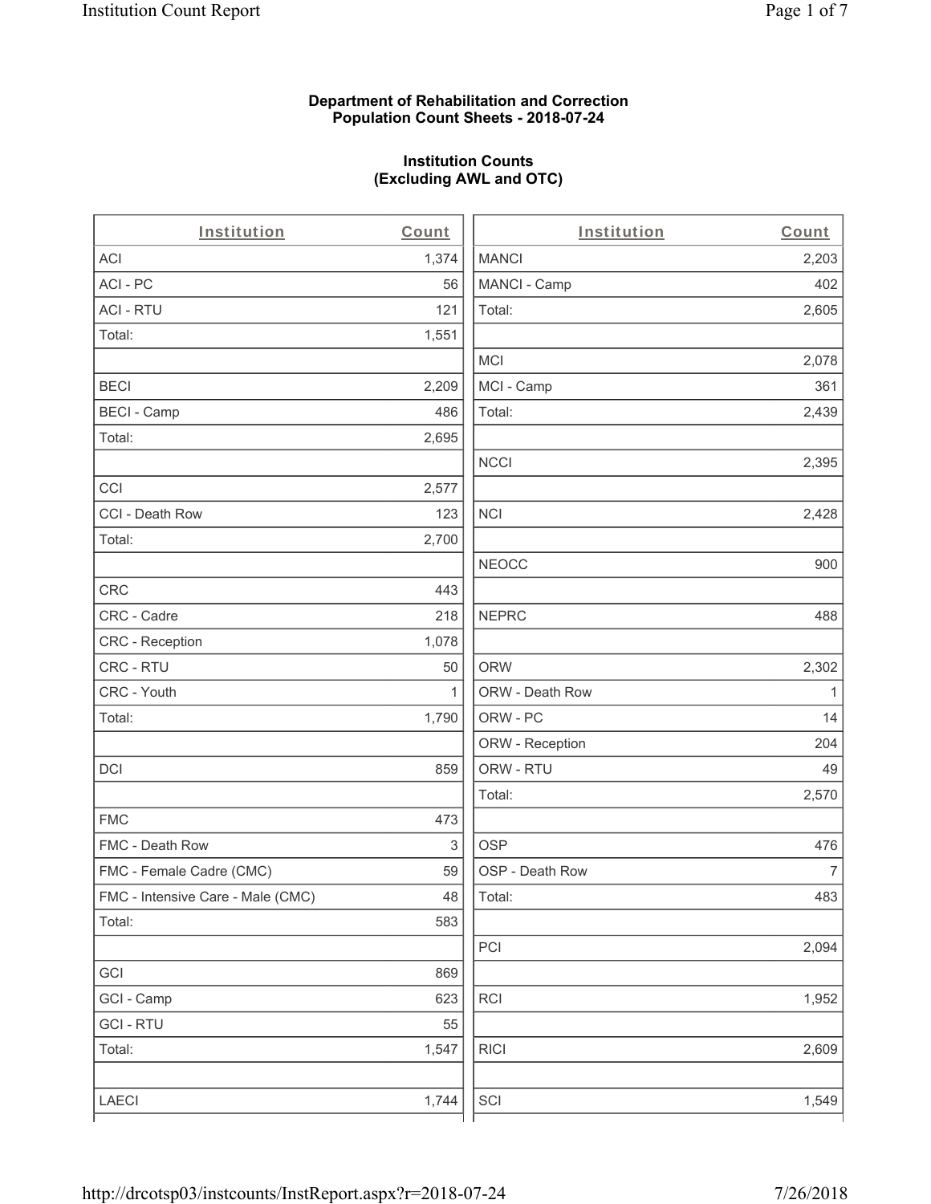**Department of Rehabilitation and Correction**
**Population Count Sheets - 2018-07-24**

**Institution Counts**
**(Excluding AWL and OTC)**

| Institution | Count |
|---|---|
| ACI | 1,374 |
| ACI - PC | 56 |
| ACI - RTU | 121 |
| Total: | 1,551 |
| | |
| BECI | 2,209 |
| BECI - Camp | 486 |
| Total: | 2,695 |
| | |
| CCI | 2,577 |
| CCI - Death Row | 123 |
| Total: | 2,700 |
| | |
| CRC | 443 |
| CRC - Cadre | 218 |
| CRC - Reception | 1,078 |
| CRC - RTU | 50 |
| CRC - Youth | 1 |
| Total: | 1,790 |
| | |
| DCI | 859 |
| | |
| FMC | 473 |
| FMC - Death Row | 3 |
| FMC - Female Cadre (CMC) | 59 |
| FMC - Intensive Care - Male (CMC) | 48 |
| Total: | 583 |
| | |
| GCI | 869 |
| GCI - Camp | 623 |
| GCI - RTU | 55 |
| Total: | 1,547 |
| | |
| LAECI | 1,744 |
| MANCI | 2,203 |
| MANCI - Camp | 402 |
| Total: | 2,605 |
| | |
| MCI | 2,078 |
| MCI - Camp | 361 |
| Total: | 2,439 |
| | |
| NCCI | 2,395 |
| | |
| NCI | 2,428 |
| | |
| NEOCC | 900 |
| | |
| NEPRC | 488 |
| | |
| ORW | 2,302 |
| ORW - Death Row | 1 |
| ORW - PC | 14 |
| ORW - Reception | 204 |
| ORW - RTU | 49 |
| Total: | 2,570 |
| | |
| OSP | 476 |
| OSP - Death Row | 7 |
| Total: | 483 |
| | |
| PCI | 2,094 |
| | |
| RCI | 1,952 |
| | |
| RICI | 2,609 |
| | |
| SCI | 1,549 |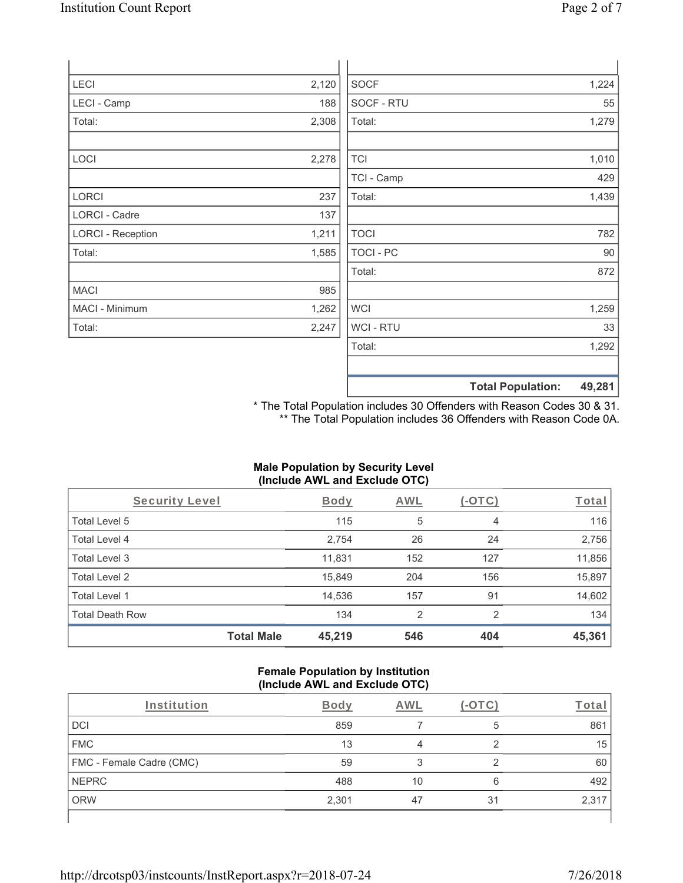| | |
|---|---|
| LECI | 2,120 |
| LECI - Camp | 188 |
| Total: | 2,308 |
| | |
| LOCI | 2,278 |
| | |
| LORCI | 237 |
| LORCI - Cadre | 137 |
| LORCI - Reception | 1,211 |
| Total: | 1,585 |
| | |
| MACI | 985 |
| MACI - Minimum | 1,262 |
| Total: | 2,247 |

| | |
|---|---|
| SOCF | 1,224 |
| SOCF - RTU | 55 |
| Total: | 1,279 |
| | |
| TCI | 1,010 |
| TCI - Camp | 429 |
| Total: | 1,439 |
| | |
| TOCI | 782 |
| TOCI - PC | 90 |
| Total: | 872 |
| | |
| WCI | 1,259 |
| WCI - RTU | 33 |
| Total: | 1,292 |
| | |
| **Total Population:** | **49,281** |

\* The Total Population includes 30 Offenders with Reason Codes 30 & 31.
\** The Total Population includes 36 Offenders with Reason Code 0A.

**Male Population by Security Level (Include AWL and Exclude OTC)**

| Security Level | Body | AWL | (-OTC) | Total |
|---|---|---|---|---|
| Total Level 5 | 115 | 5 | 4 | 116 |
| Total Level 4 | 2,754 | 26 | 24 | 2,756 |
| Total Level 3 | 11,831 | 152 | 127 | 11,856 |
| Total Level 2 | 15,849 | 204 | 156 | 15,897 |
| Total Level 1 | 14,536 | 157 | 91 | 14,602 |
| Total Death Row | 134 | 2 | 2 | 134 |
| **Total Male** | **45,219** | **546** | **404** | **45,361** |

**Female Population by Institution (Include AWL and Exclude OTC)**

| Institution | Body | AWL | (-OTC) | Total |
|---|---|---|---|---|
| DCI | 859 | 7 | 5 | 861 |
| FMC | 13 | 4 | 2 | 15 |
| FMC - Female Cadre (CMC) | 59 | 3 | 2 | 60 |
| NEPRC | 488 | 10 | 6 | 492 |
| ORW | 2,301 | 47 | 31 | 2,317 |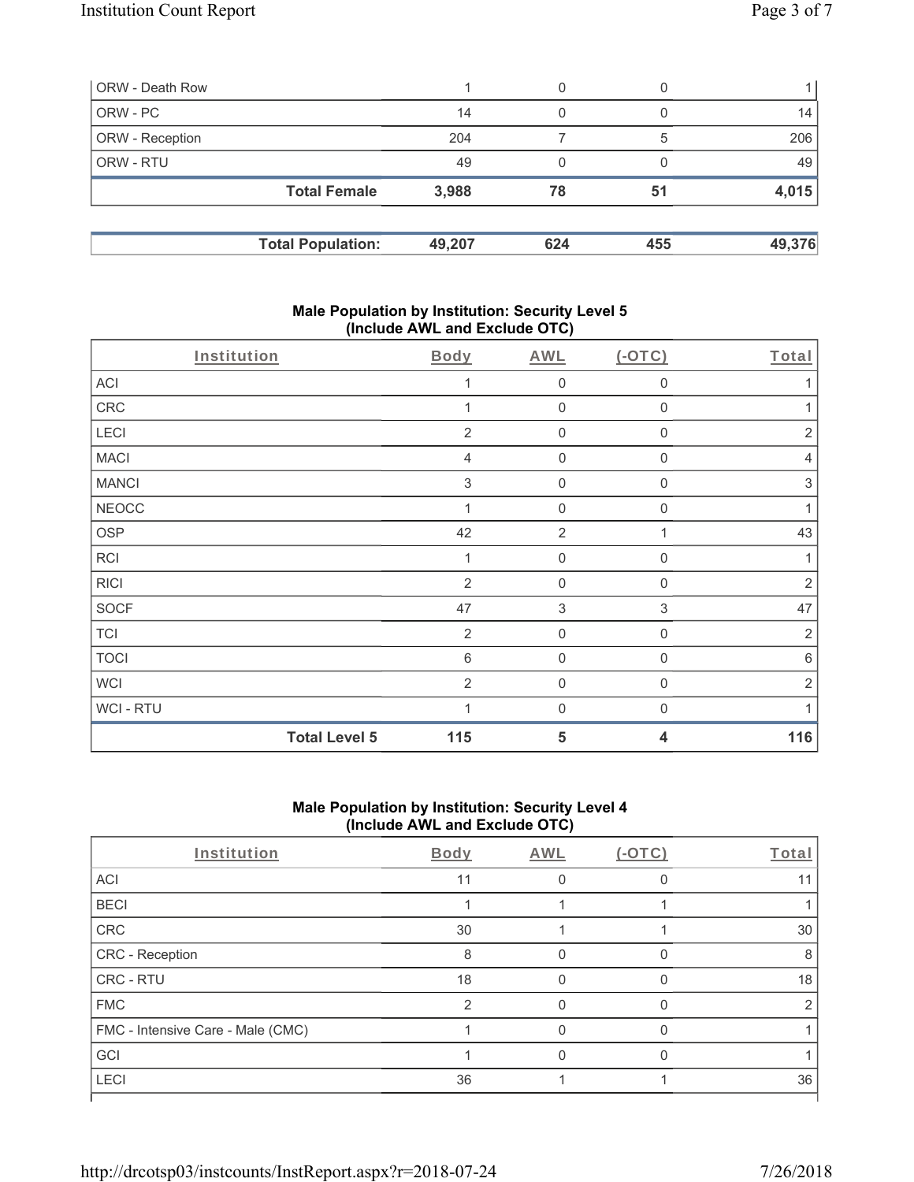| ORW - Death Row | 1 | 0 | 0 | 1 |
|---|---|---|---|---|
| ORW - PC | 14 | 0 | 0 | 14 |
| ORW - Reception | 204 | 7 | 5 | 206 |
| ORW - RTU | 49 | 0 | 0 | 49 |
| **Total Female** | **3,988** | **78** | **51** | **4,015** |

| **Total Population:** | **49,207** | **624** | **455** | **49,376** |
|---|---|---|---|---|

## Male Population by Institution: Security Level 5 (Include AWL and Exclude OTC)

| Institution | Body | AWL | (-OTC) | Total |
|---|---|---|---|---|
| ACI | 1 | 0 | 0 | 1 |
| CRC | 1 | 0 | 0 | 1 |
| LECI | 2 | 0 | 0 | 2 |
| MACI | 4 | 0 | 0 | 4 |
| MANCI | 3 | 0 | 0 | 3 |
| NEOCC | 1 | 0 | 0 | 1 |
| OSP | 42 | 2 | 1 | 43 |
| RCI | 1 | 0 | 0 | 1 |
| RICI | 2 | 0 | 0 | 2 |
| SOCF | 47 | 3 | 3 | 47 |
| TCI | 2 | 0 | 0 | 2 |
| TOCI | 6 | 0 | 0 | 6 |
| WCI | 2 | 0 | 0 | 2 |
| WCI - RTU | 1 | 0 | 0 | 1 |
| **Total Level 5** | **115** | **5** | **4** | **116** |

## Male Population by Institution: Security Level 4 (Include AWL and Exclude OTC)

| Institution | Body | AWL | (-OTC) | Total |
|---|---|---|---|---|
| ACI | 11 | 0 | 0 | 11 |
| BECI | 1 | 1 | 1 | 1 |
| CRC | 30 | 1 | 1 | 30 |
| CRC - Reception | 8 | 0 | 0 | 8 |
| CRC - RTU | 18 | 0 | 0 | 18 |
| FMC | 2 | 0 | 0 | 2 |
| FMC - Intensive Care - Male (CMC) | 1 | 0 | 0 | 1 |
| GCI | 1 | 0 | 0 | 1 |
| LECI | 36 | 1 | 1 | 36 |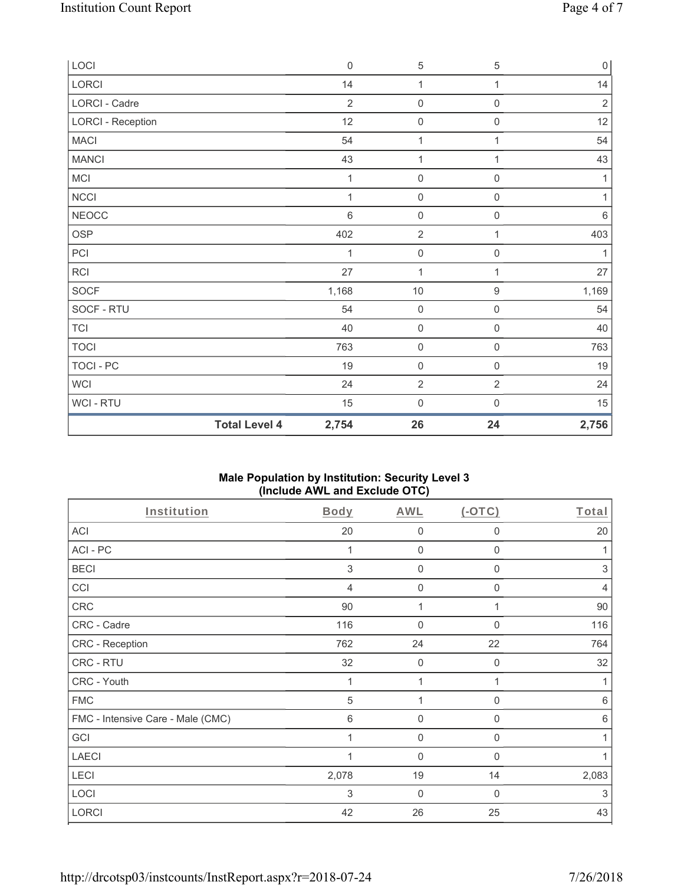| | | | | |
|---|---|---|---|---|
| LOCI | 0 | 5 | 5 | 0 |
| LORCI | 14 | 1 | 1 | 14 |
| LORCI - Cadre | 2 | 0 | 0 | 2 |
| LORCI - Reception | 12 | 0 | 0 | 12 |
| MACI | 54 | 1 | 1 | 54 |
| MANCI | 43 | 1 | 1 | 43 |
| MCI | 1 | 0 | 0 | 1 |
| NCCI | 1 | 0 | 0 | 1 |
| NEOCC | 6 | 0 | 0 | 6 |
| OSP | 402 | 2 | 1 | 403 |
| PCI | 1 | 0 | 0 | 1 |
| RCI | 27 | 1 | 1 | 27 |
| SOCF | 1,168 | 10 | 9 | 1,169 |
| SOCF - RTU | 54 | 0 | 0 | 54 |
| TCI | 40 | 0 | 0 | 40 |
| TOCI | 763 | 0 | 0 | 763 |
| TOCI - PC | 19 | 0 | 0 | 19 |
| WCI | 24 | 2 | 2 | 24 |
| WCI - RTU | 15 | 0 | 0 | 15 |
| **Total Level 4** | **2,754** | **26** | **24** | **2,756** |

### Male Population by Institution: Security Level 3 (Include AWL and Exclude OTC)

| Institution | Body | AWL | (-OTC) | Total |
|---|---|---|---|---|
| ACI | 20 | 0 | 0 | 20 |
| ACI - PC | 1 | 0 | 0 | 1 |
| BECI | 3 | 0 | 0 | 3 |
| CCI | 4 | 0 | 0 | 4 |
| CRC | 90 | 1 | 1 | 90 |
| CRC - Cadre | 116 | 0 | 0 | 116 |
| CRC - Reception | 762 | 24 | 22 | 764 |
| CRC - RTU | 32 | 0 | 0 | 32 |
| CRC - Youth | 1 | 1 | 1 | 1 |
| FMC | 5 | 1 | 0 | 6 |
| FMC - Intensive Care - Male (CMC) | 6 | 0 | 0 | 6 |
| GCI | 1 | 0 | 0 | 1 |
| LAECI | 1 | 0 | 0 | 1 |
| LECI | 2,078 | 19 | 14 | 2,083 |
| LOCI | 3 | 0 | 0 | 3 |
| LORCI | 42 | 26 | 25 | 43 |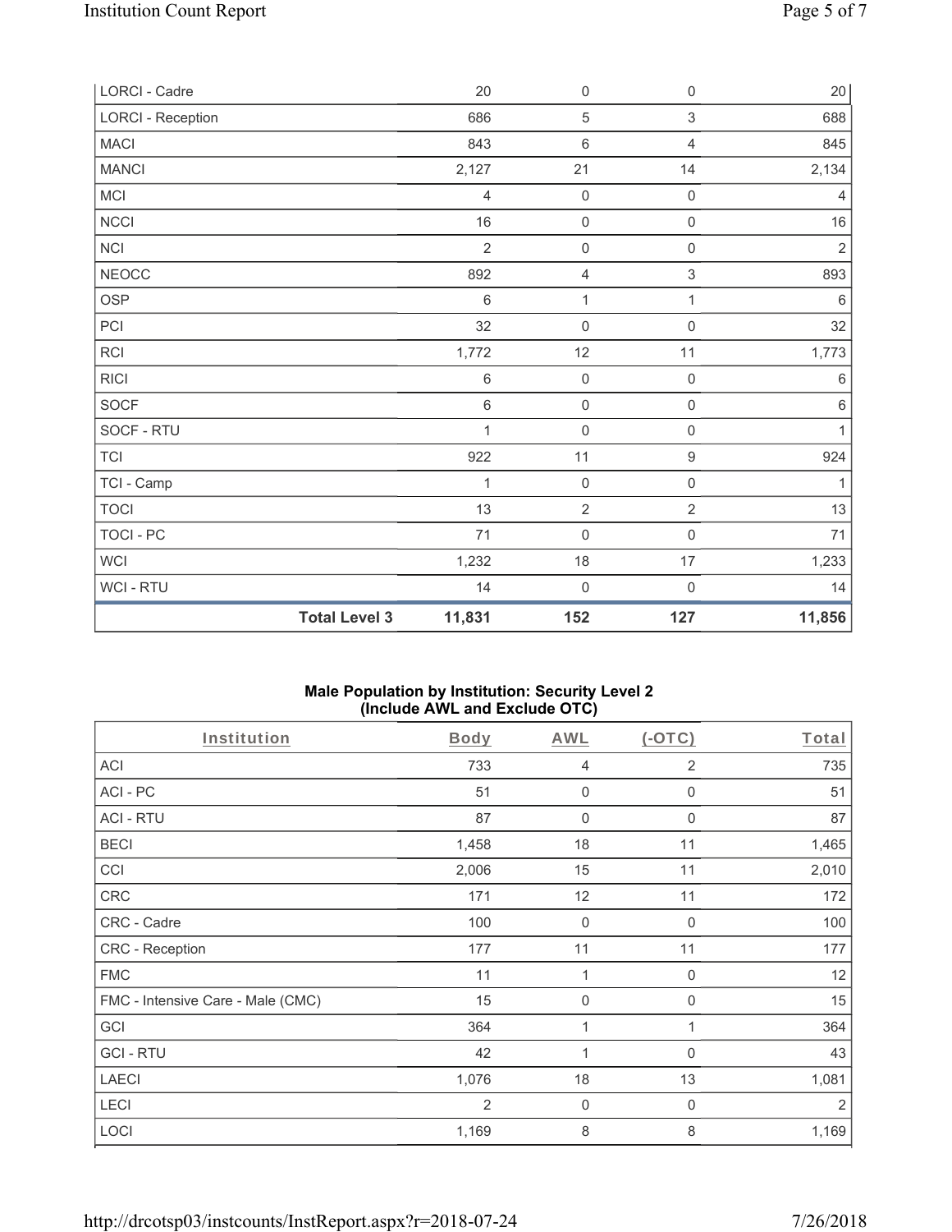| LORCI - Cadre | | 20 | 0 | 0 | 20 |
|---|---|---|---|---|---|
| LORCI - Reception | | 686 | 5 | 3 | 688 |
| MACI | | 843 | 6 | 4 | 845 |
| MANCI | | 2,127 | 21 | 14 | 2,134 |
| MCI | | 4 | 0 | 0 | 4 |
| NCCI | | 16 | 0 | 0 | 16 |
| NCI | | 2 | 0 | 0 | 2 |
| NEOCC | | 892 | 4 | 3 | 893 |
| OSP | | 6 | 1 | 1 | 6 |
| PCI | | 32 | 0 | 0 | 32 |
| RCI | | 1,772 | 12 | 11 | 1,773 |
| RICI | | 6 | 0 | 0 | 6 |
| SOCF | | 6 | 0 | 0 | 6 |
| SOCF - RTU | | 1 | 0 | 0 | 1 |
| TCI | | 922 | 11 | 9 | 924 |
| TCI - Camp | | 1 | 0 | 0 | 1 |
| TOCI | | 13 | 2 | 2 | 13 |
| TOCI - PC | | 71 | 0 | 0 | 71 |
| WCI | | 1,232 | 18 | 17 | 1,233 |
| WCI - RTU | | 14 | 0 | 0 | 14 |
| | **Total Level 3** | **11,831** | **152** | **127** | **11,856** |

**Male Population by Institution: Security Level 2**
**(Include AWL and Exclude OTC)**

| Institution | Body | AWL | (-OTC) | Total |
|---|---|---|---|---|
| ACI | 733 | 4 | 2 | 735 |
| ACI - PC | 51 | 0 | 0 | 51 |
| ACI - RTU | 87 | 0 | 0 | 87 |
| BECI | 1,458 | 18 | 11 | 1,465 |
| CCI | 2,006 | 15 | 11 | 2,010 |
| CRC | 171 | 12 | 11 | 172 |
| CRC - Cadre | 100 | 0 | 0 | 100 |
| CRC - Reception | 177 | 11 | 11 | 177 |
| FMC | 11 | 1 | 0 | 12 |
| FMC - Intensive Care - Male (CMC) | 15 | 0 | 0 | 15 |
| GCI | 364 | 1 | 1 | 364 |
| GCI - RTU | 42 | 1 | 0 | 43 |
| LAECI | 1,076 | 18 | 13 | 1,081 |
| LECI | 2 | 0 | 0 | 2 |
| LOCI | 1,169 | 8 | 8 | 1,169 |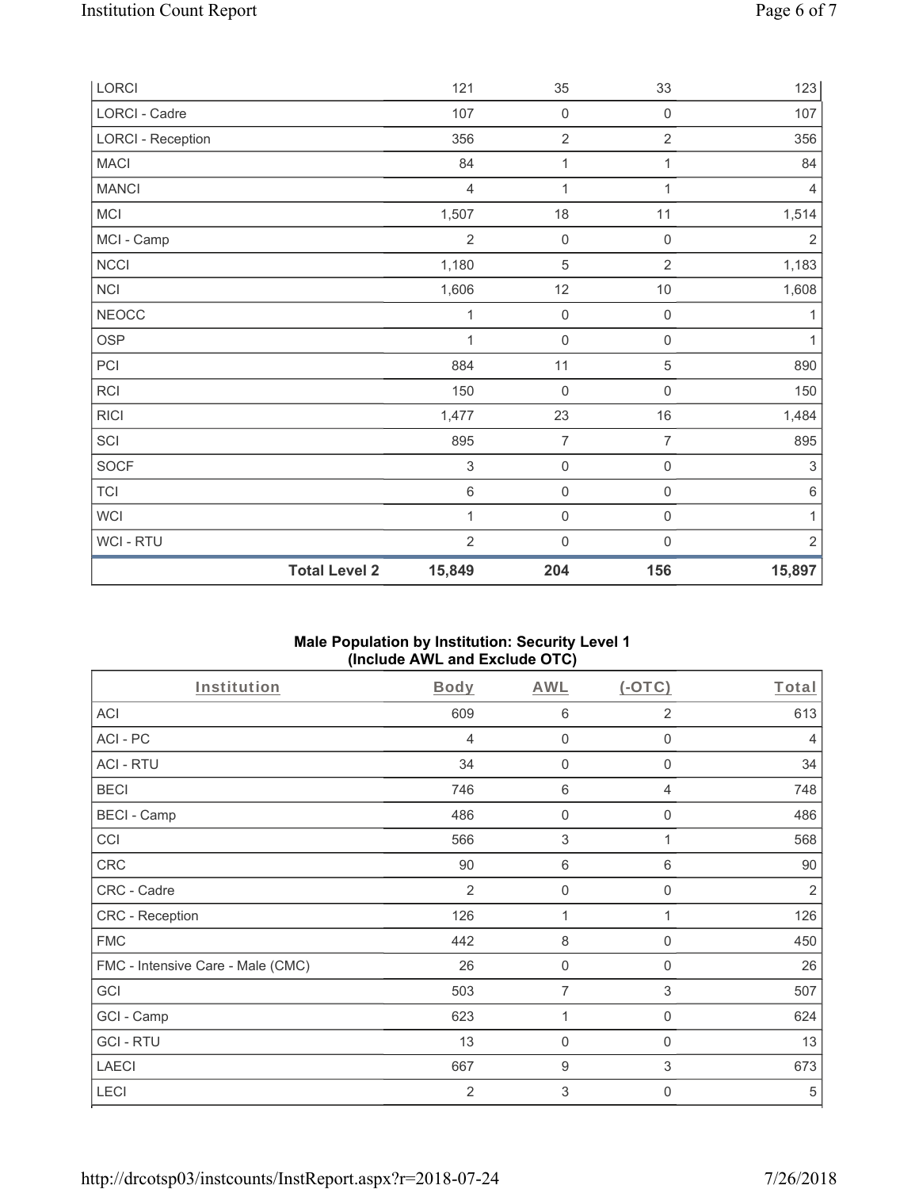| LORCI | 121 | 35 | 33 | 123 |
|---|---|---|---|---|
| LORCI - Cadre | 107 | 0 | 0 | 107 |
| LORCI - Reception | 356 | 2 | 2 | 356 |
| MACI | 84 | 1 | 1 | 84 |
| MANCI | 4 | 1 | 1 | 4 |
| MCI | 1,507 | 18 | 11 | 1,514 |
| MCI - Camp | 2 | 0 | 0 | 2 |
| NCCI | 1,180 | 5 | 2 | 1,183 |
| NCI | 1,606 | 12 | 10 | 1,608 |
| NEOCC | 1 | 0 | 0 | 1 |
| OSP | 1 | 0 | 0 | 1 |
| PCI | 884 | 11 | 5 | 890 |
| RCI | 150 | 0 | 0 | 150 |
| RICI | 1,477 | 23 | 16 | 1,484 |
| SCI | 895 | 7 | 7 | 895 |
| SOCF | 3 | 0 | 0 | 3 |
| TCI | 6 | 0 | 0 | 6 |
| WCI | 1 | 0 | 0 | 1 |
| WCI - RTU | 2 | 0 | 0 | 2 |
| **Total Level 2** | **15,849** | **204** | **156** | **15,897** |

## Male Population by Institution: Security Level 1 (Include AWL and Exclude OTC)

| Institution | Body | AWL | (-OTC) | Total |
|---|---|---|---|---|
| ACI | 609 | 6 | 2 | 613 |
| ACI - PC | 4 | 0 | 0 | 4 |
| ACI - RTU | 34 | 0 | 0 | 34 |
| BECI | 746 | 6 | 4 | 748 |
| BECI - Camp | 486 | 0 | 0 | 486 |
| CCI | 566 | 3 | 1 | 568 |
| CRC | 90 | 6 | 6 | 90 |
| CRC - Cadre | 2 | 0 | 0 | 2 |
| CRC - Reception | 126 | 1 | 1 | 126 |
| FMC | 442 | 8 | 0 | 450 |
| FMC - Intensive Care - Male (CMC) | 26 | 0 | 0 | 26 |
| GCI | 503 | 7 | 3 | 507 |
| GCI - Camp | 623 | 1 | 0 | 624 |
| GCI - RTU | 13 | 0 | 0 | 13 |
| LAECI | 667 | 9 | 3 | 673 |
| LECI | 2 | 3 | 0 | 5 |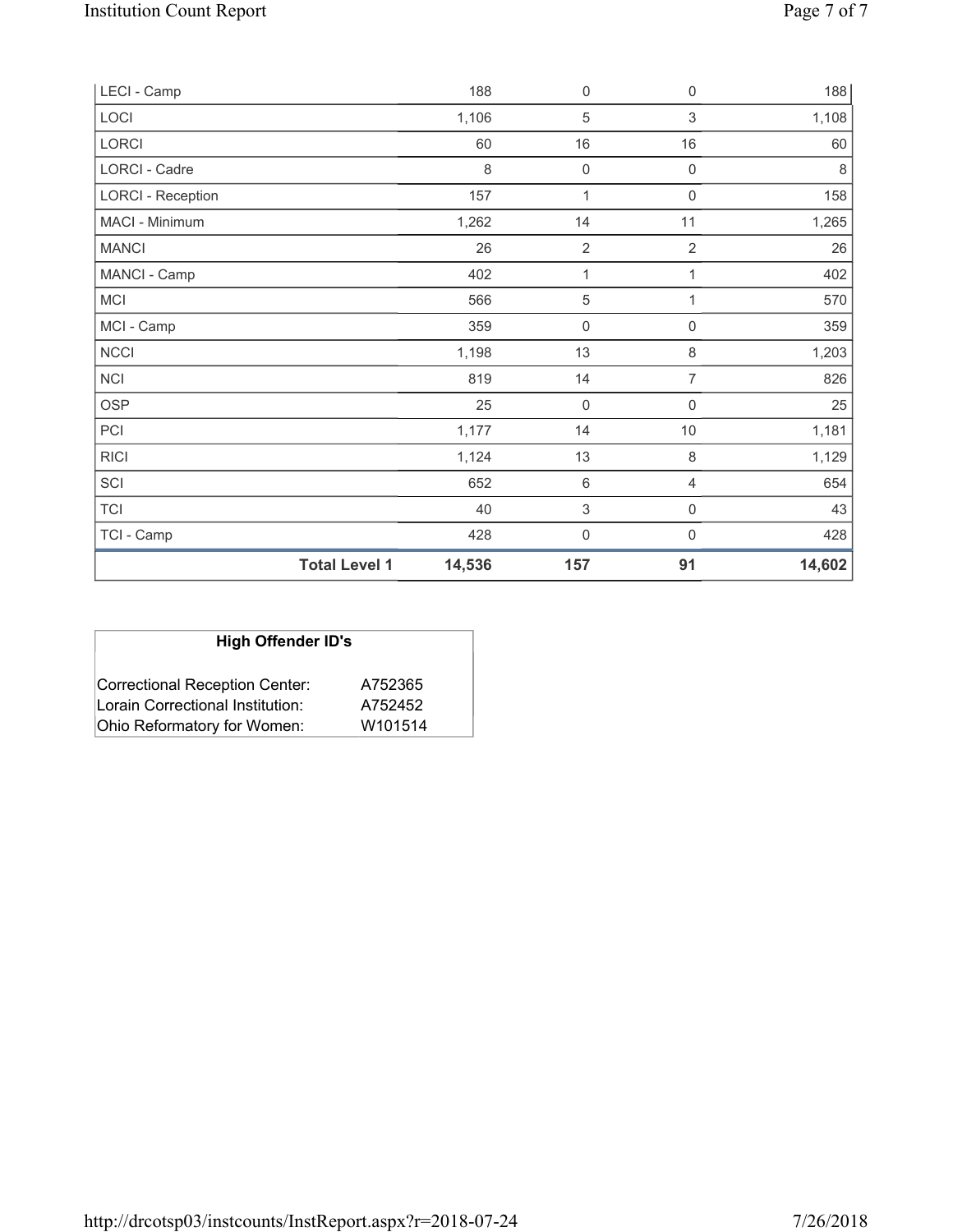| | | | | |
|---|---|---|---|---|
| LECI - Camp | 188 | 0 | 0 | 188 |
| LOCI | 1,106 | 5 | 3 | 1,108 |
| LORCI | 60 | 16 | 16 | 60 |
| LORCI - Cadre | 8 | 0 | 0 | 8 |
| LORCI - Reception | 157 | 1 | 0 | 158 |
| MACI - Minimum | 1,262 | 14 | 11 | 1,265 |
| MANCI | 26 | 2 | 2 | 26 |
| MANCI - Camp | 402 | 1 | 1 | 402 |
| MCI | 566 | 5 | 1 | 570 |
| MCI - Camp | 359 | 0 | 0 | 359 |
| NCCI | 1,198 | 13 | 8 | 1,203 |
| NCI | 819 | 14 | 7 | 826 |
| OSP | 25 | 0 | 0 | 25 |
| PCI | 1,177 | 14 | 10 | 1,181 |
| RICI | 1,124 | 13 | 8 | 1,129 |
| SCI | 652 | 6 | 4 | 654 |
| TCI | 40 | 3 | 0 | 43 |
| TCI - Camp | 428 | 0 | 0 | 428 |
| **Total Level 1** | **14,536** | **157** | **91** | **14,602** |

| **High Offender ID's** | |
|---|---|
| Correctional Reception Center: | A752365 |
| Lorain Correctional Institution: | A752452 |
| Ohio Reformatory for Women: | W101514 |